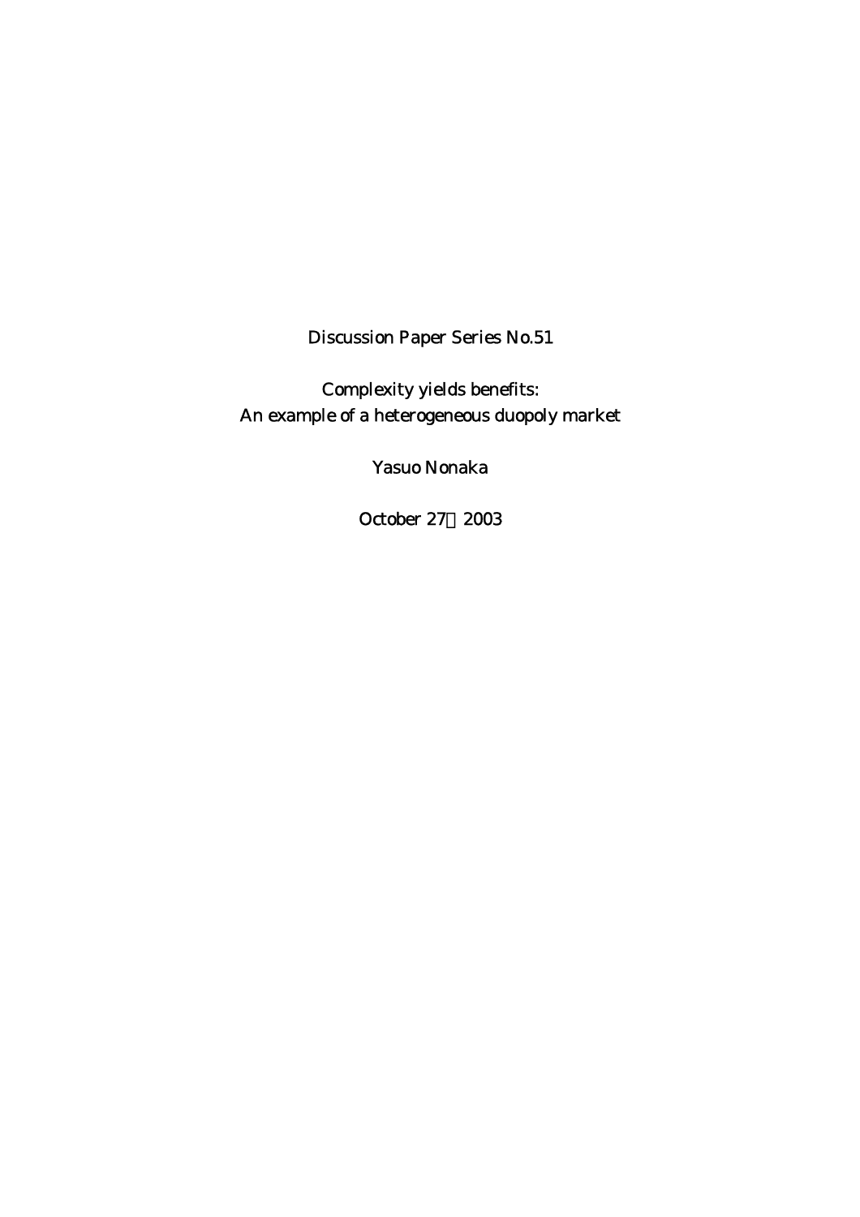Discussion Paper Series No.51

# Complexity yields benefits: An example of a heterogeneous duopoly market

Yasuo Nonaka

October 27，2003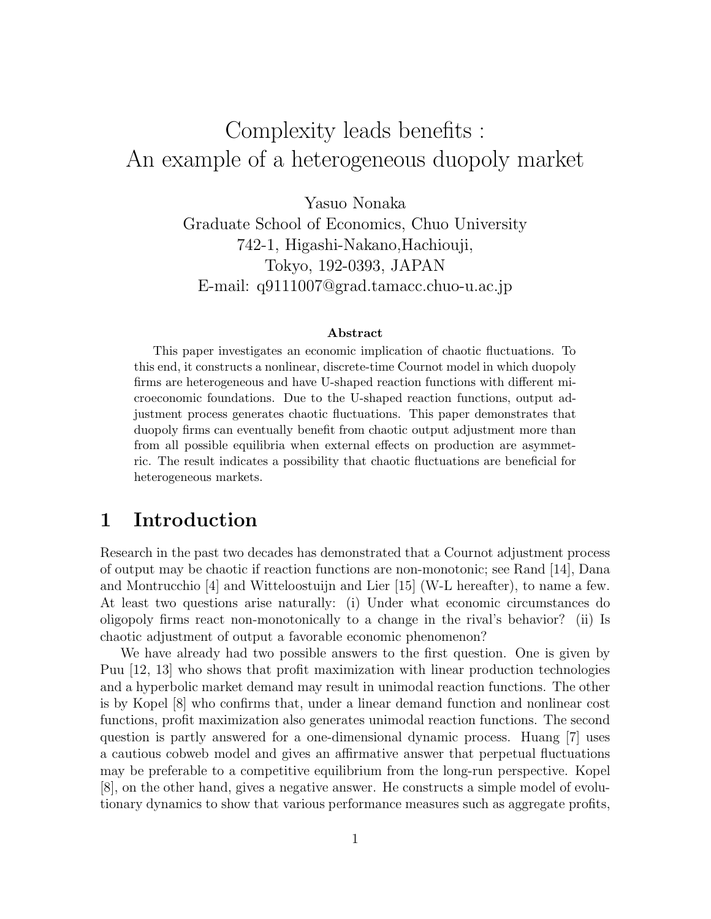# Complexity leads benefits : An example of a heterogeneous duopoly market

Yasuo Nonaka
Graduate School of Economics, Chuo University
742-1, Higashi-Nakano,Hachiouji,
Tokyo, 192-0393, JAPAN
E-mail: q9111007@grad.tamacc.chuo-u.ac.jp

**Abstract**

This paper investigates an economic implication of chaotic fluctuations. To this end, it constructs a nonlinear, discrete-time Cournot model in which duopoly firms are heterogeneous and have U-shaped reaction functions with different microeconomic foundations. Due to the U-shaped reaction functions, output adjustment process generates chaotic fluctuations. This paper demonstrates that duopoly firms can eventually benefit from chaotic output adjustment more than from all possible equilibria when external effects on production are asymmetric. The result indicates a possibility that chaotic fluctuations are beneficial for heterogeneous markets.

## 1 Introduction

Research in the past two decades has demonstrated that a Cournot adjustment process of output may be chaotic if reaction functions are non-monotonic; see Rand [14], Dana and Montrucchio [4] and Witteloostuijn and Lier [15] (W-L hereafter), to name a few. At least two questions arise naturally: (i) Under what economic circumstances do oligopoly firms react non-monotonically to a change in the rival's behavior? (ii) Is chaotic adjustment of output a favorable economic phenomenon?

We have already had two possible answers to the first question. One is given by Puu [12, 13] who shows that profit maximization with linear production technologies and a hyperbolic market demand may result in unimodal reaction functions. The other is by Kopel [8] who confirms that, under a linear demand function and nonlinear cost functions, profit maximization also generates unimodal reaction functions. The second question is partly answered for a one-dimensional dynamic process. Huang [7] uses a cautious cobweb model and gives an affirmative answer that perpetual fluctuations may be preferable to a competitive equilibrium from the long-run perspective. Kopel [8], on the other hand, gives a negative answer. He constructs a simple model of evolutionary dynamics to show that various performance measures such as aggregate profits,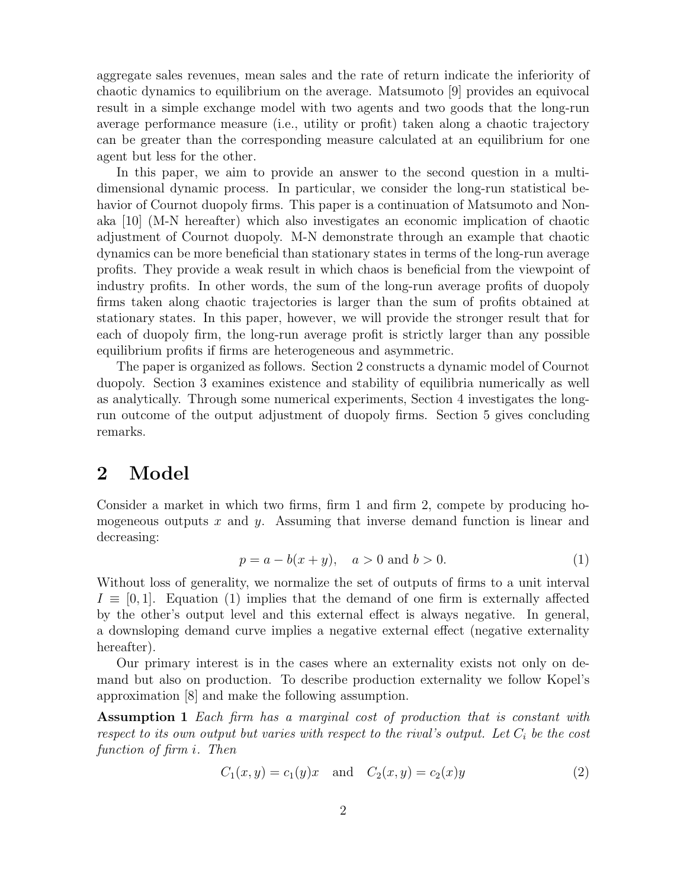aggregate sales revenues, mean sales and the rate of return indicate the inferiority of chaotic dynamics to equilibrium on the average. Matsumoto [9] provides an equivocal result in a simple exchange model with two agents and two goods that the long-run average performance measure (i.e., utility or profit) taken along a chaotic trajectory can be greater than the corresponding measure calculated at an equilibrium for one agent but less for the other.

In this paper, we aim to provide an answer to the second question in a multi-dimensional dynamic process. In particular, we consider the long-run statistical behavior of Cournot duopoly firms. This paper is a continuation of Matsumoto and Nonaka [10] (M-N hereafter) which also investigates an economic implication of chaotic adjustment of Cournot duopoly. M-N demonstrate through an example that chaotic dynamics can be more beneficial than stationary states in terms of the long-run average profits. They provide a weak result in which chaos is beneficial from the viewpoint of industry profits. In other words, the sum of the long-run average profits of duopoly firms taken along chaotic trajectories is larger than the sum of profits obtained at stationary states. In this paper, however, we will provide the stronger result that for each of duopoly firm, the long-run average profit is strictly larger than any possible equilibrium profits if firms are heterogeneous and asymmetric.

The paper is organized as follows. Section 2 constructs a dynamic model of Cournot duopoly. Section 3 examines existence and stability of equilibria numerically as well as analytically. Through some numerical experiments, Section 4 investigates the long-run outcome of the output adjustment of duopoly firms. Section 5 gives concluding remarks.

# 2 Model

Consider a market in which two firms, firm 1 and firm 2, compete by producing homogeneous outputs $x$ and $y$. Assuming that inverse demand function is linear and decreasing:

$$p = a - b(x + y), \quad a > 0 \text{ and } b > 0. \tag{1}$$

Without loss of generality, we normalize the set of outputs of firms to a unit interval $I \equiv [0, 1]$. Equation (1) implies that the demand of one firm is externally affected by the other's output level and this external effect is always negative. In general, a downsloping demand curve implies a negative external effect (negative externality hereafter).

Our primary interest is in the cases where an externality exists not only on demand but also on production. To describe production externality we follow Kopel's approximation [8] and make the following assumption.

**Assumption 1** *Each firm has a marginal cost of production that is constant with respect to its own output but varies with respect to the rival's output. Let $C_i$ be the cost function of firm $i$. Then*

$$C_1(x, y) = c_1(y)x \quad \text{and} \quad C_2(x, y) = c_2(x)y \tag{2}$$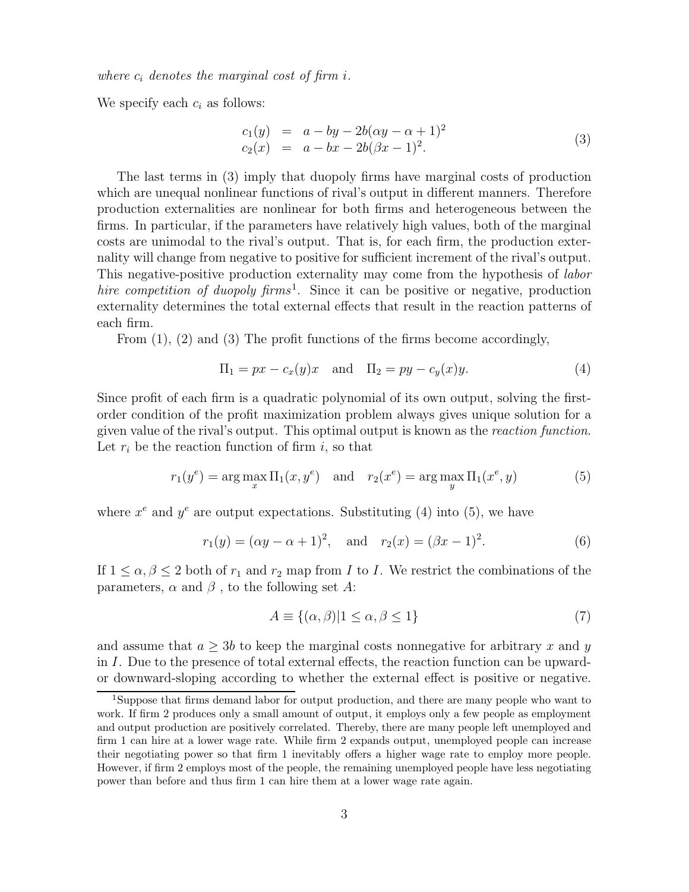*where $c_i$ denotes the marginal cost of firm $i$.*

We specify each $c_i$ as follows:

$$
\begin{aligned}
c_1(y) &= a - by - 2b(\alpha y - \alpha + 1)^2 \\
c_2(x) &= a - bx - 2b(\beta x - 1)^2.
\end{aligned}
\tag{3}
$$

The last terms in (3) imply that duopoly firms have marginal costs of production which are unequal nonlinear functions of rival's output in different manners. Therefore production externalities are nonlinear for both firms and heterogeneous between the firms. In particular, if the parameters have relatively high values, both of the marginal costs are unimodal to the rival's output. That is, for each firm, the production externality will change from negative to positive for sufficient increment of the rival's output. This negative-positive production externality may come from the hypothesis of *labor hire competition of duopoly firms*[1]. Since it can be positive or negative, production externality determines the total external effects that result in the reaction patterns of each firm.

From (1), (2) and (3) The profit functions of the firms become accordingly,

$$
\Pi_1 = px - c_x(y)x \quad \text{and} \quad \Pi_2 = py - c_y(x)y. \tag{4}
$$

Since profit of each firm is a quadratic polynomial of its own output, solving the first-order condition of the profit maximization problem always gives unique solution for a given value of the rival's output. This optimal output is known as the *reaction function*. Let $r_i$ be the reaction function of firm $i$, so that

$$
r_1(y^e) = \arg\max_x \Pi_1(x, y^e) \quad \text{and} \quad r_2(x^e) = \arg\max_y \Pi_1(x^e, y) \tag{5}
$$

where $x^e$ and $y^e$ are output expectations. Substituting (4) into (5), we have

$$
r_1(y) = (\alpha y - \alpha + 1)^2, \quad \text{and} \quad r_2(x) = (\beta x - 1)^2. \tag{6}
$$

If $1 \leq \alpha, \beta \leq 2$ both of $r_1$ and $r_2$ map from $I$ to $I$. We restrict the combinations of the parameters, $\alpha$ and $\beta$ , to the following set $A$:

$$
A \equiv \{(\alpha, \beta) | 1 \leq \alpha, \beta \leq 1\} \tag{7}
$$

and assume that $a \geq 3b$ to keep the marginal costs nonnegative for arbitrary $x$ and $y$ in $I$. Due to the presence of total external effects, the reaction function can be upward- or downward-sloping according to whether the external effect is positive or negative.

[1] Suppose that firms demand labor for output production, and there are many people who want to work. If firm 2 produces only a small amount of output, it employs only a few people as employment and output production are positively correlated. Thereby, there are many people left unemployed and firm 1 can hire at a lower wage rate. While firm 2 expands output, unemployed people can increase their negotiating power so that firm 1 inevitably offers a higher wage rate to employ more people. However, if firm 2 employs most of the people, the remaining unemployed people have less negotiating power than before and thus firm 1 can hire them at a lower wage rate again.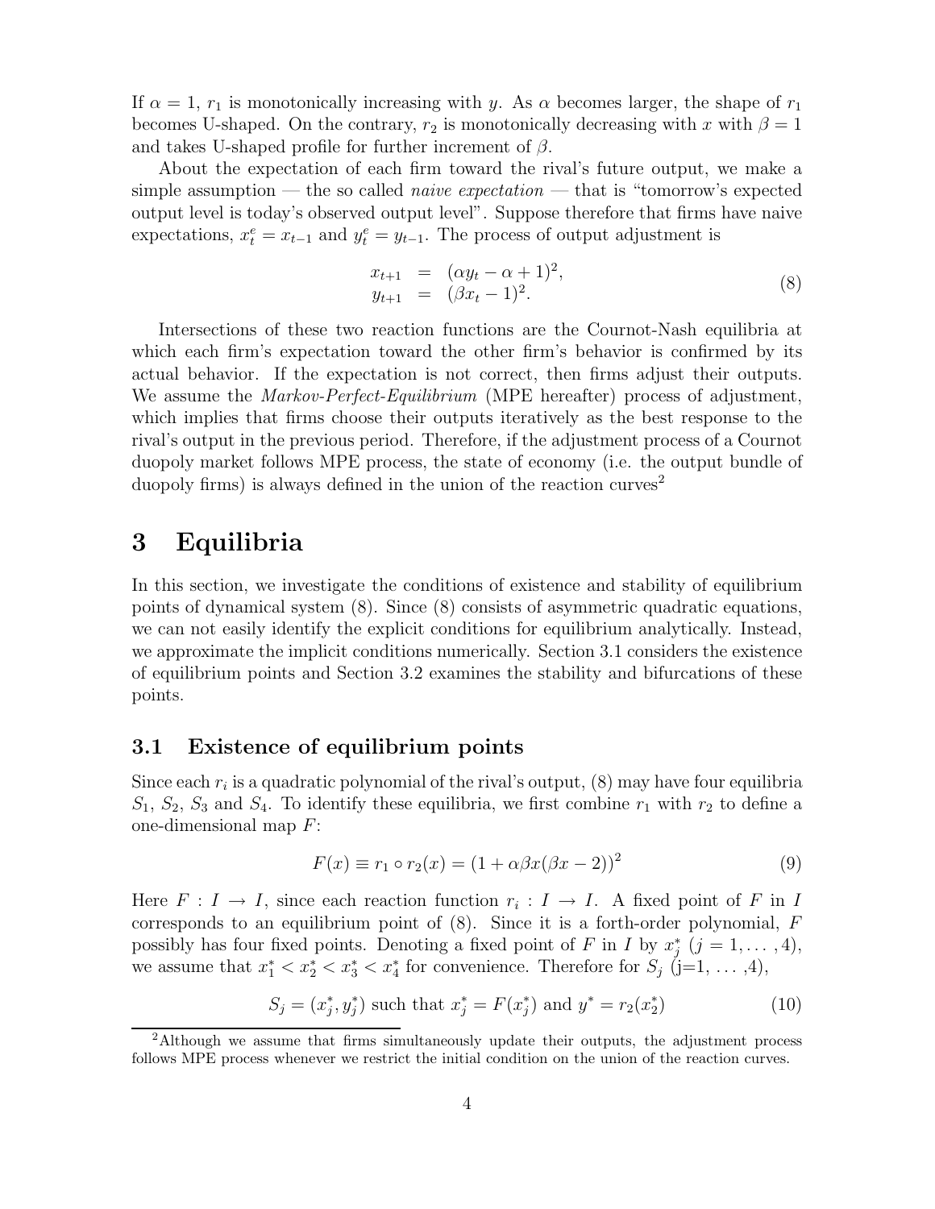If $\alpha = 1$, $r_1$ is monotonically increasing with $y$. As $\alpha$ becomes larger, the shape of $r_1$ becomes U-shaped. On the contrary, $r_2$ is monotonically decreasing with $x$ with $\beta = 1$ and takes U-shaped profile for further increment of $\beta$.

About the expectation of each firm toward the rival's future output, we make a simple assumption — the so called *naive expectation* — that is "tomorrow's expected output level is today's observed output level". Suppose therefore that firms have naive expectations, $x_t^e = x_{t-1}$ and $y_t^e = y_{t-1}$. The process of output adjustment is

$$\begin{aligned} x_{t+1} &= (\alpha y_t - \alpha + 1)^2, \\ y_{t+1} &= (\beta x_t - 1)^2. \end{aligned} \tag{8}$$

Intersections of these two reaction functions are the Cournot-Nash equilibria at which each firm's expectation toward the other firm's behavior is confirmed by its actual behavior. If the expectation is not correct, then firms adjust their outputs. We assume the *Markov-Perfect-Equilibrium* (MPE hereafter) process of adjustment, which implies that firms choose their outputs iteratively as the best response to the rival's output in the previous period. Therefore, if the adjustment process of a Cournot duopoly market follows MPE process, the state of economy (i.e. the output bundle of duopoly firms) is always defined in the union of the reaction curves[2]

# 3 Equilibria

In this section, we investigate the conditions of existence and stability of equilibrium points of dynamical system (8). Since (8) consists of asymmetric quadratic equations, we can not easily identify the explicit conditions for equilibrium analytically. Instead, we approximate the implicit conditions numerically. Section 3.1 considers the existence of equilibrium points and Section 3.2 examines the stability and bifurcations of these points.

## 3.1 Existence of equilibrium points

Since each $r_i$ is a quadratic polynomial of the rival's output, (8) may have four equilibria $S_1$, $S_2$, $S_3$ and $S_4$. To identify these equilibria, we first combine $r_1$ with $r_2$ to define a one-dimensional map $F$:

$$F(x) \equiv r_1 \circ r_2(x) = (1 + \alpha\beta x(\beta x - 2))^2 \tag{9}$$

Here $F : I \to I$, since each reaction function $r_i : I \to I$. A fixed point of $F$ in $I$ corresponds to an equilibrium point of (8). Since it is a forth-order polynomial, $F$ possibly has four fixed points. Denoting a fixed point of $F$ in $I$ by $x_j^*$ ($j = 1, \ldots, 4$), we assume that $x_1^* < x_2^* < x_3^* < x_4^*$ for convenience. Therefore for $S_j$ (j=1, ... ,4),

$$S_j = (x_j^*, y_j^*) \text{ such that } x_j^* = F(x_j^*) \text{ and } y^* = r_2(x_2^*) \tag{10}$$

[2]Although we assume that firms simultaneously update their outputs, the adjustment process follows MPE process whenever we restrict the initial condition on the union of the reaction curves.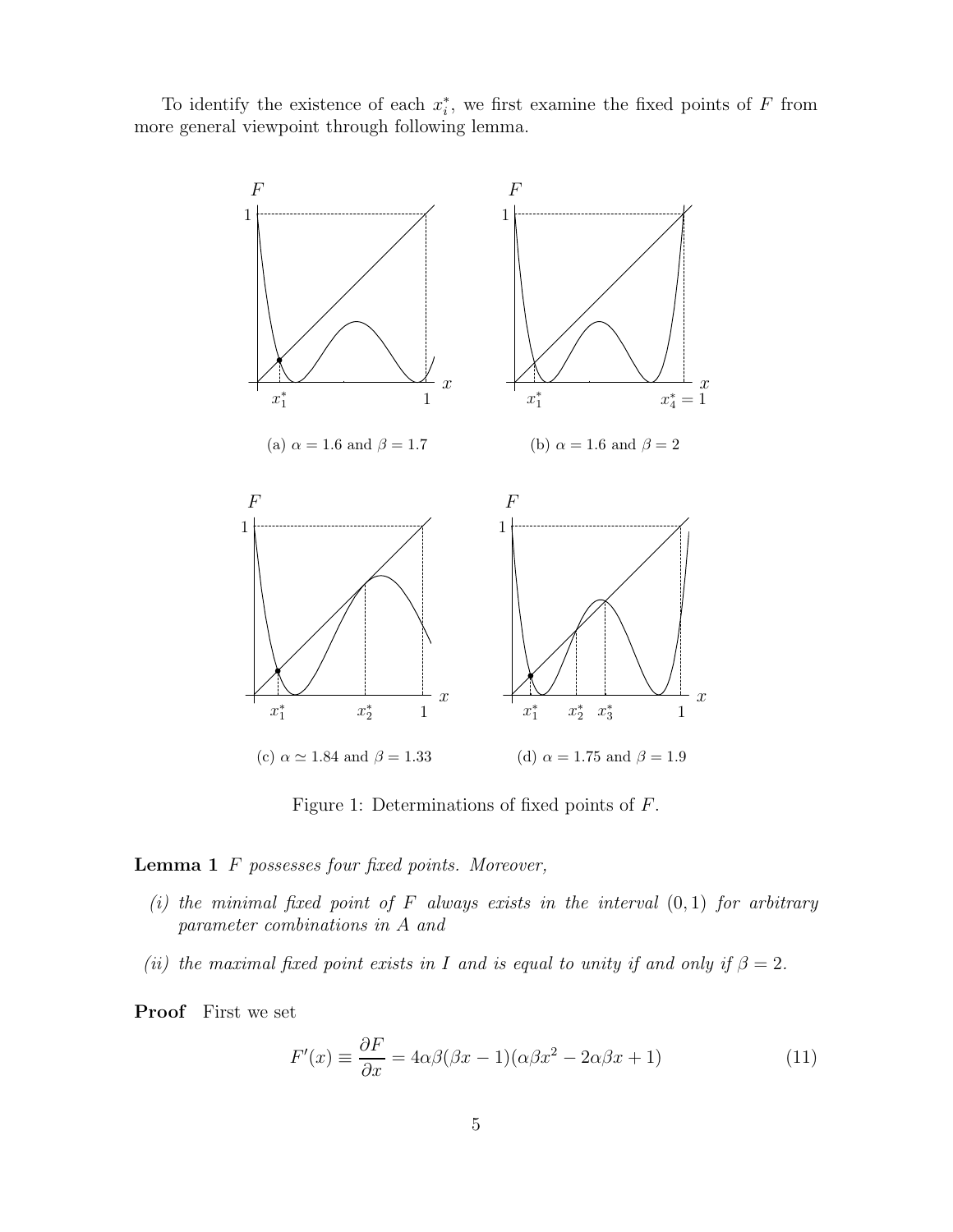To identify the existence of each $x_i^*$, we first examine the fixed points of $F$ from more general viewpoint through following lemma.

(a) $\alpha = 1.6$ and $\beta = 1.7$

(b) $\alpha = 1.6$ and $\beta = 2$

(c) $\alpha \simeq 1.84$ and $\beta = 1.33$

(d) $\alpha = 1.75$ and $\beta = 1.9$

Figure 1: Determinations of fixed points of $F$.

**Lemma 1** *$F$ possesses four fixed points. Moreover,*

*(i) the minimal fixed point of $F$ always exists in the interval $(0, 1)$ for arbitrary parameter combinations in $A$ and*

*(ii) the maximal fixed point exists in $I$ and is equal to unity if and only if $\beta = 2$.*

**Proof** First we set

$$F'(x) \equiv \frac{\partial F}{\partial x} = 4\alpha\beta(\beta x - 1)(\alpha\beta x^2 - 2\alpha\beta x + 1) \tag{11}$$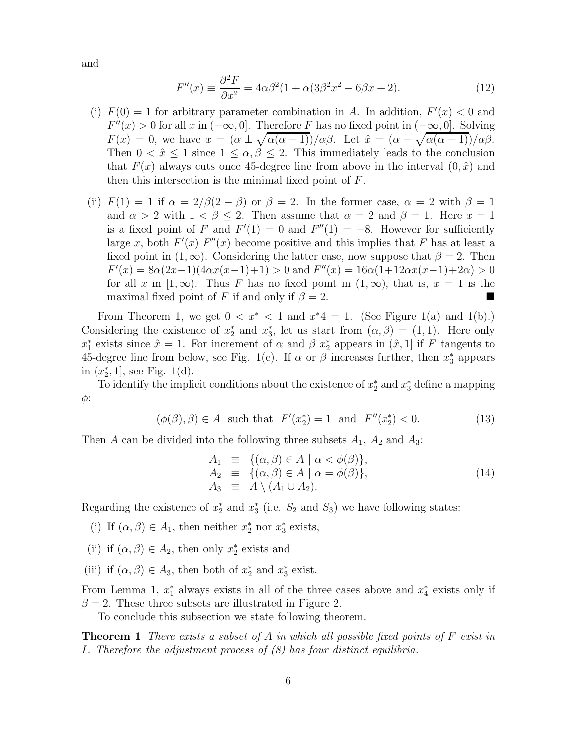and

$$F''(x) \equiv \frac{\partial^2 F}{\partial x^2} = 4\alpha\beta^2(1 + \alpha(3\beta^2 x^2 - 6\beta x + 2). \tag{12}$$

(i) $F(0) = 1$ for arbitrary parameter combination in $A$. In addition, $F'(x) < 0$ and $F''(x) > 0$ for all $x$ in $(-\infty, 0]$. Therefore $F$ has no fixed point in $(-\infty, 0]$. Solving $F(x) = 0$, we have $x = (\alpha \pm \sqrt{\alpha(\alpha-1)})/\alpha\beta$. Let $\hat{x} = (\alpha - \sqrt{\alpha(\alpha-1)})/\alpha\beta$. Then $0 < \hat{x} \leq 1$ since $1 \leq \alpha, \beta \leq 2$. This immediately leads to the conclusion that $F(x)$ always cuts once 45-degree line from above in the interval $(0, \hat{x})$ and then this intersection is the minimal fixed point of $F$.

(ii) $F(1) = 1$ if $\alpha = 2/\beta(2-\beta)$ or $\beta = 2$. In the former case, $\alpha = 2$ with $\beta = 1$ and $\alpha > 2$ with $1 < \beta \leq 2$. Then assume that $\alpha = 2$ and $\beta = 1$. Here $x = 1$ is a fixed point of $F$ and $F'(1) = 0$ and $F''(1) = -8$. However for sufficiently large $x$, both $F'(x)$ $F''(x)$ become positive and this implies that $F$ has at least a fixed point in $(1, \infty)$. Considering the latter case, now suppose that $\beta = 2$. Then $F'(x) = 8\alpha(2x-1)(4\alpha x(x-1)+1) > 0$ and $F''(x) = 16\alpha(1+12\alpha x(x-1)+2\alpha) > 0$ for all $x$ in $[1, \infty)$. Thus $F$ has no fixed point in $(1, \infty)$, that is, $x = 1$ is the maximal fixed point of $F$ if and only if $\beta = 2$. ■

From Theorem 1, we get $0 < x^* < 1$ and $x^*4 = 1$. (See Figure 1(a) and 1(b).) Considering the existence of $x_2^*$ and $x_3^*$, let us start from $(\alpha, \beta) = (1, 1)$. Here only $x_1^*$ exists since $\hat{x} = 1$. For increment of $\alpha$ and $\beta$ $x_2^*$ appears in $(\hat{x}, 1]$ if $F$ tangents to 45-degree line from below, see Fig. 1(c). If $\alpha$ or $\beta$ increases further, then $x_3^*$ appears in $(x_2^*, 1]$, see Fig. 1(d).

To identify the implicit conditions about the existence of $x_2^*$ and $x_3^*$ define a mapping $\phi$:

$$(\phi(\beta), \beta) \in A \;\text{ such that }\; F'(x_2^*) = 1 \;\text{ and }\; F''(x_2^*) < 0. \tag{13}$$

Then $A$ can be divided into the following three subsets $A_1$, $A_2$ and $A_3$:

$$\begin{aligned} A_1 &\equiv \{(\alpha, \beta) \in A \mid \alpha < \phi(\beta)\}, \\ A_2 &\equiv \{(\alpha, \beta) \in A \mid \alpha = \phi(\beta)\}, \\ A_3 &\equiv A \setminus (A_1 \cup A_2). \end{aligned} \tag{14}$$

Regarding the existence of $x_2^*$ and $x_3^*$ (i.e. $S_2$ and $S_3$) we have following states:

(i) If $(\alpha, \beta) \in A_1$, then neither $x_2^*$ nor $x_3^*$ exists,

(ii) if $(\alpha, \beta) \in A_2$, then only $x_2^*$ exists and

(iii) if $(\alpha, \beta) \in A_3$, then both of $x_2^*$ and $x_3^*$ exist.

From Lemma 1, $x_1^*$ always exists in all of the three cases above and $x_4^*$ exists only if $\beta = 2$. These three subsets are illustrated in Figure 2.

To conclude this subsection we state following theorem.

**Theorem 1** *There exists a subset of $A$ in which all possible fixed points of $F$ exist in $I$. Therefore the adjustment process of (8) has four distinct equilibria.*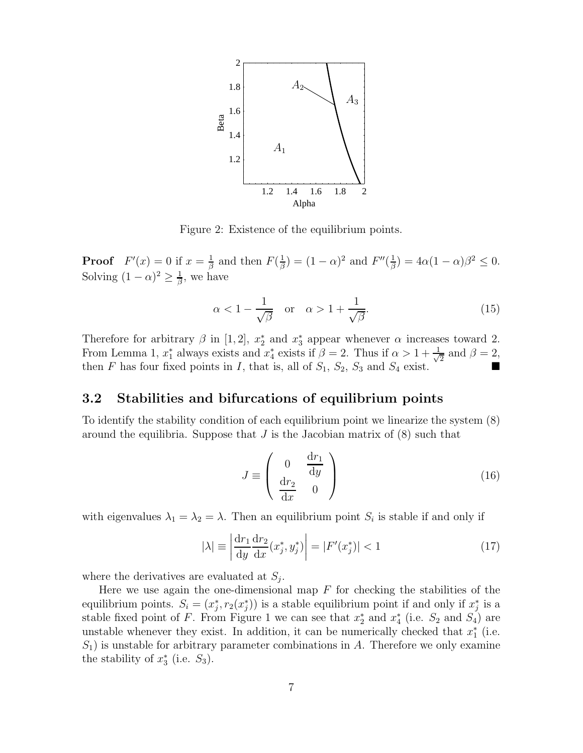Figure 2: Existence of the equilibrium points.

**Proof** $F'(x) = 0$ if $x = \frac{1}{\beta}$ and then $F(\frac{1}{\beta}) = (1-\alpha)^2$ and $F''(\frac{1}{\beta}) = 4\alpha(1-\alpha)\beta^2 \leq 0$. Solving $(1-\alpha)^2 \geq \frac{1}{\beta}$, we have

$$\alpha < 1 - \frac{1}{\sqrt{\beta}} \quad \text{or} \quad \alpha > 1 + \frac{1}{\sqrt{\beta}}. \tag{15}$$

Therefore for arbitrary $\beta$ in $[1, 2]$, $x_2^*$ and $x_3^*$ appear whenever $\alpha$ increases toward 2. From Lemma 1, $x_1^*$ always exists and $x_4^*$ exists if $\beta = 2$. Thus if $\alpha > 1 + \frac{1}{\sqrt{2}}$ and $\beta = 2$, then $F$ has four fixed points in $I$, that is, all of $S_1$, $S_2$, $S_3$ and $S_4$ exist. ■

### 3.2 Stabilities and bifurcations of equilibrium points

To identify the stability condition of each equilibrium point we linearize the system (8) around the equilibria. Suppose that $J$ is the Jacobian matrix of (8) such that

$$J \equiv \begin{pmatrix} 0 & \dfrac{\mathrm{d}r_1}{\mathrm{d}y} \\ \dfrac{\mathrm{d}r_2}{\mathrm{d}x} & 0 \end{pmatrix} \tag{16}$$

with eigenvalues $\lambda_1 = \lambda_2 = \lambda$. Then an equilibrium point $S_i$ is stable if and only if

$$|\lambda| \equiv \left| \frac{\mathrm{d}r_1}{\mathrm{d}y} \frac{\mathrm{d}r_2}{\mathrm{d}x}(x_j^*, y_j^*) \right| = |F'(x_j^*)| < 1 \tag{17}$$

where the derivatives are evaluated at $S_j$.

Here we use again the one-dimensional map $F$ for checking the stabilities of the equilibrium points. $S_i = (x_j^*, r_2(x_j^*))$ is a stable equilibrium point if and only if $x_j^*$ is a stable fixed point of $F$. From Figure 1 we can see that $x_2^*$ and $x_4^*$ (i.e. $S_2$ and $S_4$) are unstable whenever they exist. In addition, it can be numerically checked that $x_1^*$ (i.e. $S_1$) is unstable for arbitrary parameter combinations in $A$. Therefore we only examine the stability of $x_3^*$ (i.e. $S_3$).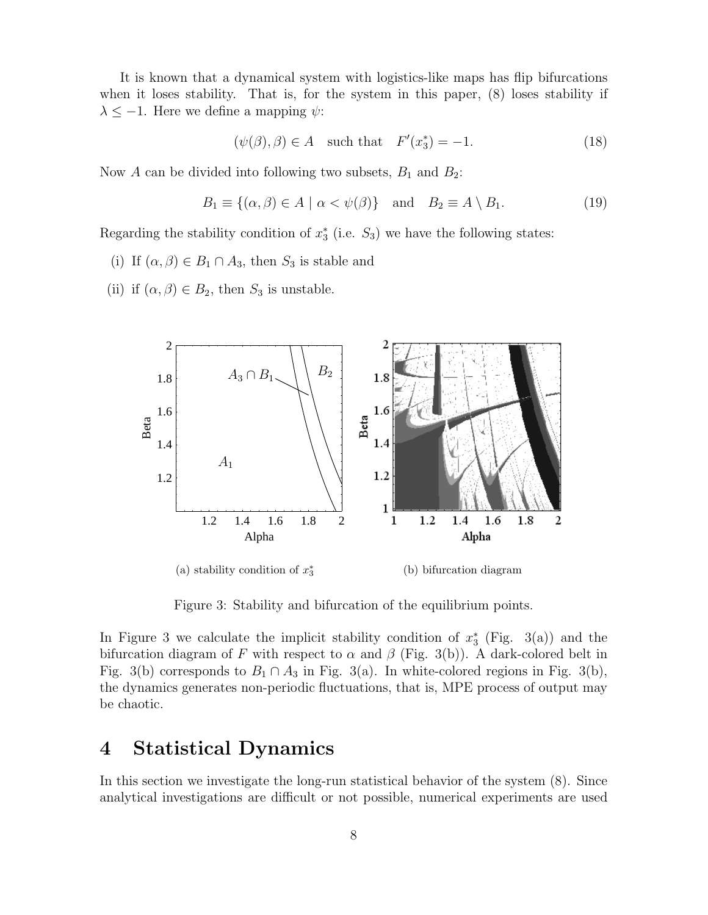It is known that a dynamical system with logistics-like maps has flip bifurcations when it loses stability. That is, for the system in this paper, (8) loses stability if $\lambda \leq -1$. Here we define a mapping $\psi$:

$$(\psi(\beta), \beta) \in A \quad \text{such that} \quad F'(x_3^*) = -1. \tag{18}$$

Now $A$ can be divided into following two subsets, $B_1$ and $B_2$:

$$B_1 \equiv \{(\alpha, \beta) \in A \mid \alpha < \psi(\beta)\} \quad \text{and} \quad B_2 \equiv A \setminus B_1. \tag{19}$$

Regarding the stability condition of $x_3^*$ (i.e. $S_3$) we have the following states:

(i) If $(\alpha, \beta) \in B_1 \cap A_3$, then $S_3$ is stable and

(ii) if $(\alpha, \beta) \in B_2$, then $S_3$ is unstable.

(a) stability condition of $x_3^*$

(b) bifurcation diagram

Figure 3: Stability and bifurcation of the equilibrium points.

In Figure 3 we calculate the implicit stability condition of $x_3^*$ (Fig. 3(a)) and the bifurcation diagram of $F$ with respect to $\alpha$ and $\beta$ (Fig. 3(b)). A dark-colored belt in Fig. 3(b) corresponds to $B_1 \cap A_3$ in Fig. 3(a). In white-colored regions in Fig. 3(b), the dynamics generates non-periodic fluctuations, that is, MPE process of output may be chaotic.

# 4 Statistical Dynamics

In this section we investigate the long-run statistical behavior of the system (8). Since analytical investigations are difficult or not possible, numerical experiments are used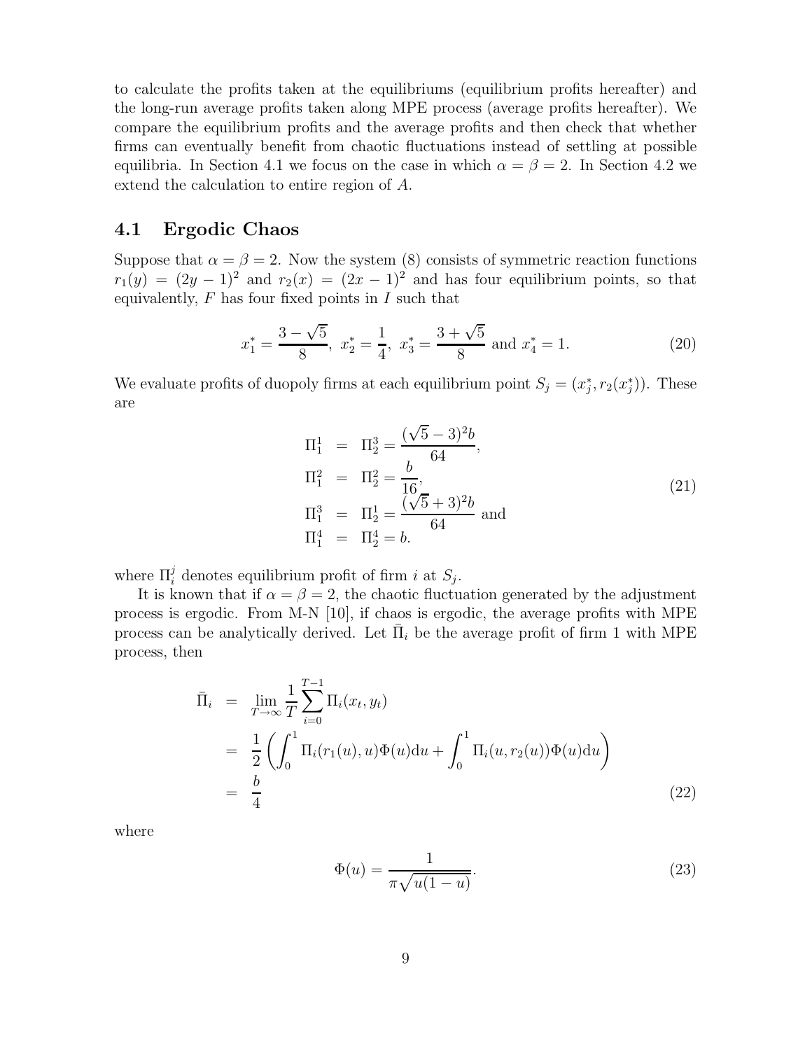to calculate the profits taken at the equilibriums (equilibrium profits hereafter) and the long-run average profits taken along MPE process (average profits hereafter). We compare the equilibrium profits and the average profits and then check that whether firms can eventually benefit from chaotic fluctuations instead of settling at possible equilibria. In Section 4.1 we focus on the case in which $\alpha = \beta = 2$. In Section 4.2 we extend the calculation to entire region of $A$.

## 4.1 Ergodic Chaos

Suppose that $\alpha = \beta = 2$. Now the system (8) consists of symmetric reaction functions $r_1(y) = (2y-1)^2$ and $r_2(x) = (2x-1)^2$ and has four equilibrium points, so that equivalently, $F$ has four fixed points in $I$ such that

$$x_1^* = \frac{3-\sqrt{5}}{8},\ x_2^* = \frac{1}{4},\ x_3^* = \frac{3+\sqrt{5}}{8} \text{ and } x_4^* = 1. \tag{20}$$

We evaluate profits of duopoly firms at each equilibrium point $S_j = (x_j^*, r_2(x_j^*))$. These are

$$\begin{aligned}
\Pi_1^1 &= \Pi_2^3 = \frac{(\sqrt{5}-3)^2 b}{64}, \\
\Pi_1^2 &= \Pi_2^2 = \frac{b}{16}, \\
\Pi_1^3 &= \Pi_2^1 = \frac{(\sqrt{5}+3)^2 b}{64} \text{ and} \\
\Pi_1^4 &= \Pi_2^4 = b.
\end{aligned} \tag{21}$$

where $\Pi_i^j$ denotes equilibrium profit of firm $i$ at $S_j$.

It is known that if $\alpha = \beta = 2$, the chaotic fluctuation generated by the adjustment process is ergodic. From M-N [10], if chaos is ergodic, the average profits with MPE process can be analytically derived. Let $\bar{\Pi}_i$ be the average profit of firm 1 with MPE process, then

$$\begin{aligned}
\bar{\Pi}_i &= \lim_{T\to\infty} \frac{1}{T} \sum_{i=0}^{T-1} \Pi_i(x_t, y_t) \\
&= \frac{1}{2}\left( \int_0^1 \Pi_i(r_1(u), u)\Phi(u)\mathrm{d}u + \int_0^1 \Pi_i(u, r_2(u))\Phi(u)\mathrm{d}u \right) \\
&= \frac{b}{4}
\end{aligned} \tag{22}$$

where

$$\Phi(u) = \frac{1}{\pi\sqrt{u(1-u)}}. \tag{23}$$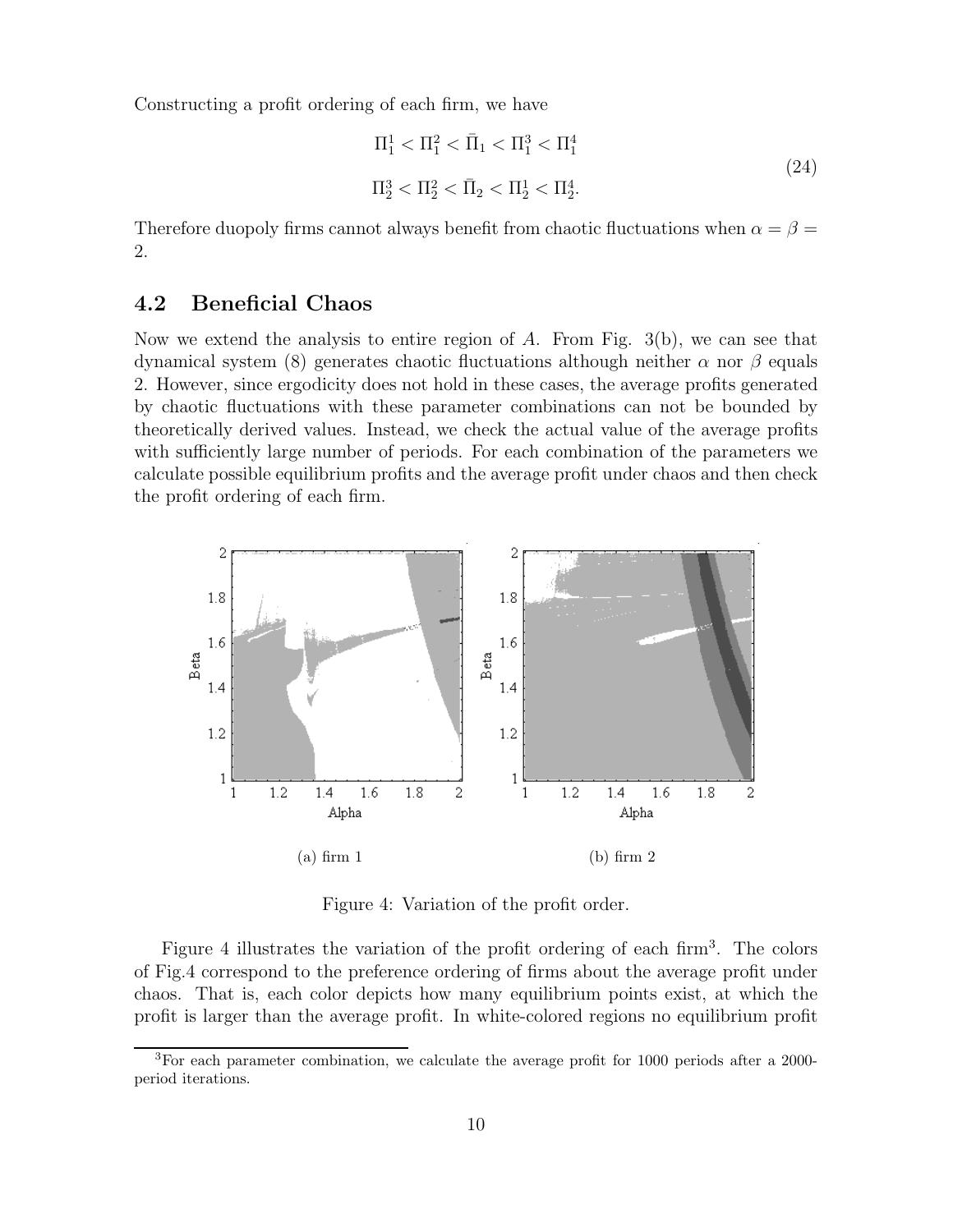Constructing a profit ordering of each firm, we have

$$
\begin{aligned}
&\Pi_1^1 < \Pi_1^2 < \bar{\Pi}_1 < \Pi_1^3 < \Pi_1^4 \\
&\Pi_2^3 < \Pi_2^2 < \bar{\Pi}_2 < \Pi_2^1 < \Pi_2^4.
\end{aligned}
\tag{24}
$$

Therefore duopoly firms cannot always benefit from chaotic fluctuations when $\alpha = \beta = 2$.

## 4.2 Beneficial Chaos

Now we extend the analysis to entire region of $A$. From Fig. 3(b), we can see that dynamical system (8) generates chaotic fluctuations although neither $\alpha$ nor $\beta$ equals 2. However, since ergodicity does not hold in these cases, the average profits generated by chaotic fluctuations with these parameter combinations can not be bounded by theoretically derived values. Instead, we check the actual value of the average profits with sufficiently large number of periods. For each combination of the parameters we calculate possible equilibrium profits and the average profit under chaos and then check the profit ordering of each firm.

(a) firm 1

(b) firm 2

Figure 4: Variation of the profit order.

Figure 4 illustrates the variation of the profit ordering of each firm[3]. The colors of Fig.4 correspond to the preference ordering of firms about the average profit under chaos. That is, each color depicts how many equilibrium points exist, at which the profit is larger than the average profit. In white-colored regions no equilibrium profit

[3] For each parameter combination, we calculate the average profit for 1000 periods after a 2000-period iterations.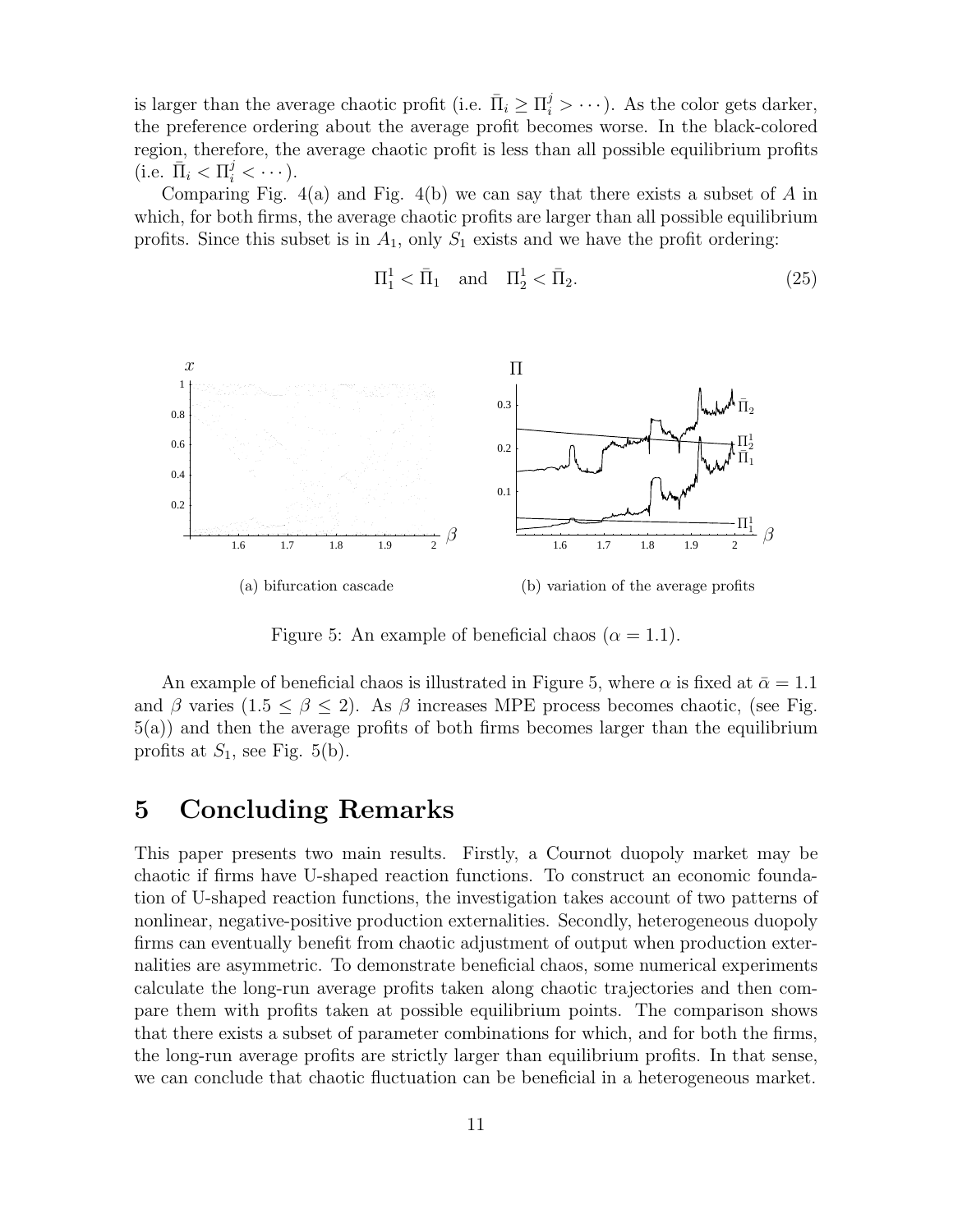is larger than the average chaotic profit (i.e. $\bar{\Pi}_i \geq \Pi_i^j > \cdots$). As the color gets darker, the preference ordering about the average profit becomes worse. In the black-colored region, therefore, the average chaotic profit is less than all possible equilibrium profits (i.e. $\bar{\Pi}_i < \Pi_i^j < \cdots$).

Comparing Fig. 4(a) and Fig. 4(b) we can say that there exists a subset of $A$ in which, for both firms, the average chaotic profits are larger than all possible equilibrium profits. Since this subset is in $A_1$, only $S_1$ exists and we have the profit ordering:

$$\Pi_1^1 < \bar{\Pi}_1 \quad \text{and} \quad \Pi_2^1 < \bar{\Pi}_2. \tag{25}$$

(a) bifurcation cascade

(b) variation of the average profits

Figure 5: An example of beneficial chaos ($\alpha = 1.1$).

An example of beneficial chaos is illustrated in Figure 5, where $\alpha$ is fixed at $\bar{\alpha} = 1.1$ and $\beta$ varies ($1.5 \leq \beta \leq 2$). As $\beta$ increases MPE process becomes chaotic, (see Fig. 5(a)) and then the average profits of both firms becomes larger than the equilibrium profits at $S_1$, see Fig. 5(b).

# 5 Concluding Remarks

This paper presents two main results. Firstly, a Cournot duopoly market may be chaotic if firms have U-shaped reaction functions. To construct an economic foundation of U-shaped reaction functions, the investigation takes account of two patterns of nonlinear, negative-positive production externalities. Secondly, heterogeneous duopoly firms can eventually benefit from chaotic adjustment of output when production externalities are asymmetric. To demonstrate beneficial chaos, some numerical experiments calculate the long-run average profits taken along chaotic trajectories and then compare them with profits taken at possible equilibrium points. The comparison shows that there exists a subset of parameter combinations for which, and for both the firms, the long-run average profits are strictly larger than equilibrium profits. In that sense, we can conclude that chaotic fluctuation can be beneficial in a heterogeneous market.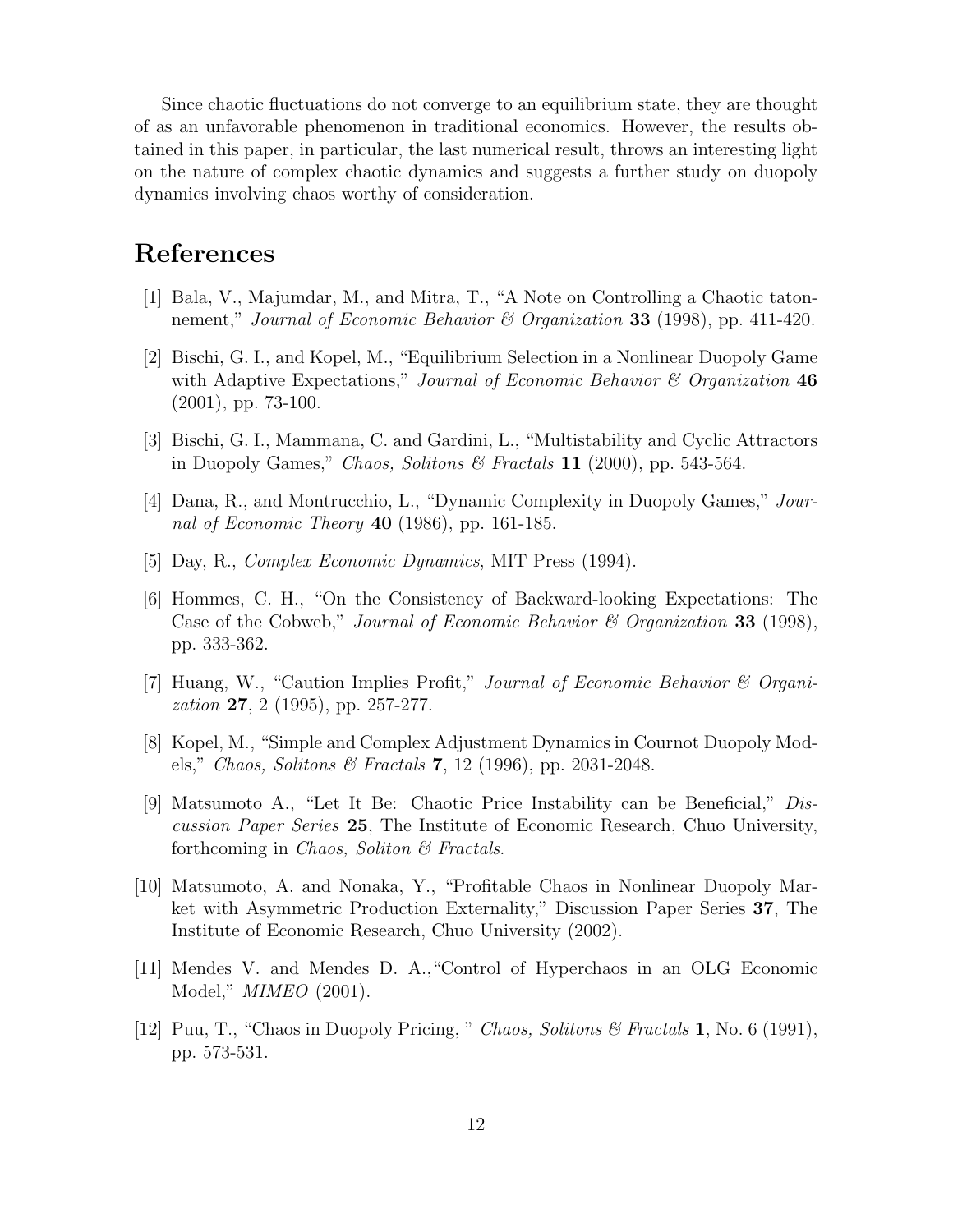Since chaotic fluctuations do not converge to an equilibrium state, they are thought of as an unfavorable phenomenon in traditional economics. However, the results obtained in this paper, in particular, the last numerical result, throws an interesting light on the nature of complex chaotic dynamics and suggests a further study on duopoly dynamics involving chaos worthy of consideration.

# References

[1] Bala, V., Majumdar, M., and Mitra, T., "A Note on Controlling a Chaotic tatonnement," *Journal of Economic Behavior & Organization* **33** (1998), pp. 411-420.

[2] Bischi, G. I., and Kopel, M., "Equilibrium Selection in a Nonlinear Duopoly Game with Adaptive Expectations," *Journal of Economic Behavior & Organization* **46** (2001), pp. 73-100.

[3] Bischi, G. I., Mammana, C. and Gardini, L., "Multistability and Cyclic Attractors in Duopoly Games," *Chaos, Solitons & Fractals* **11** (2000), pp. 543-564.

[4] Dana, R., and Montrucchio, L., "Dynamic Complexity in Duopoly Games," *Journal of Economic Theory* **40** (1986), pp. 161-185.

[5] Day, R., *Complex Economic Dynamics*, MIT Press (1994).

[6] Hommes, C. H., "On the Consistency of Backward-looking Expectations: The Case of the Cobweb," *Journal of Economic Behavior & Organization* **33** (1998), pp. 333-362.

[7] Huang, W., "Caution Implies Profit," *Journal of Economic Behavior & Organization* **27**, 2 (1995), pp. 257-277.

[8] Kopel, M., "Simple and Complex Adjustment Dynamics in Cournot Duopoly Models," *Chaos, Solitons & Fractals* **7**, 12 (1996), pp. 2031-2048.

[9] Matsumoto A., "Let It Be: Chaotic Price Instability can be Beneficial," *Discussion Paper Series* **25**, The Institute of Economic Research, Chuo University, forthcoming in *Chaos, Soliton & Fractals*.

[10] Matsumoto, A. and Nonaka, Y., "Profitable Chaos in Nonlinear Duopoly Market with Asymmetric Production Externality," Discussion Paper Series **37**, The Institute of Economic Research, Chuo University (2002).

[11] Mendes V. and Mendes D. A.,"Control of Hyperchaos in an OLG Economic Model," *MIMEO* (2001).

[12] Puu, T., "Chaos in Duopoly Pricing, " *Chaos, Solitons & Fractals* **1**, No. 6 (1991), pp. 573-531.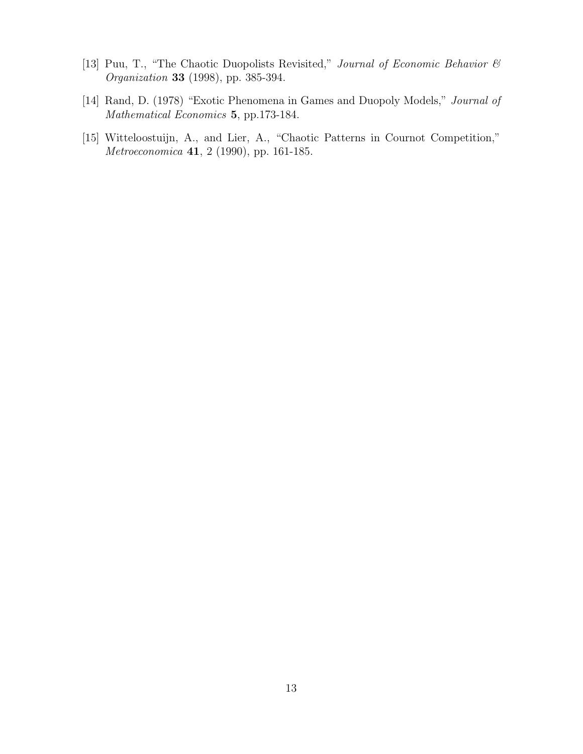[13] Puu, T., "The Chaotic Duopolists Revisited," *Journal of Economic Behavior & Organization* **33** (1998), pp. 385-394.

[14] Rand, D. (1978) "Exotic Phenomena in Games and Duopoly Models," *Journal of Mathematical Economics* **5**, pp.173-184.

[15] Witteloostuijn, A., and Lier, A., "Chaotic Patterns in Cournot Competition," *Metroeconomica* **41**, 2 (1990), pp. 161-185.